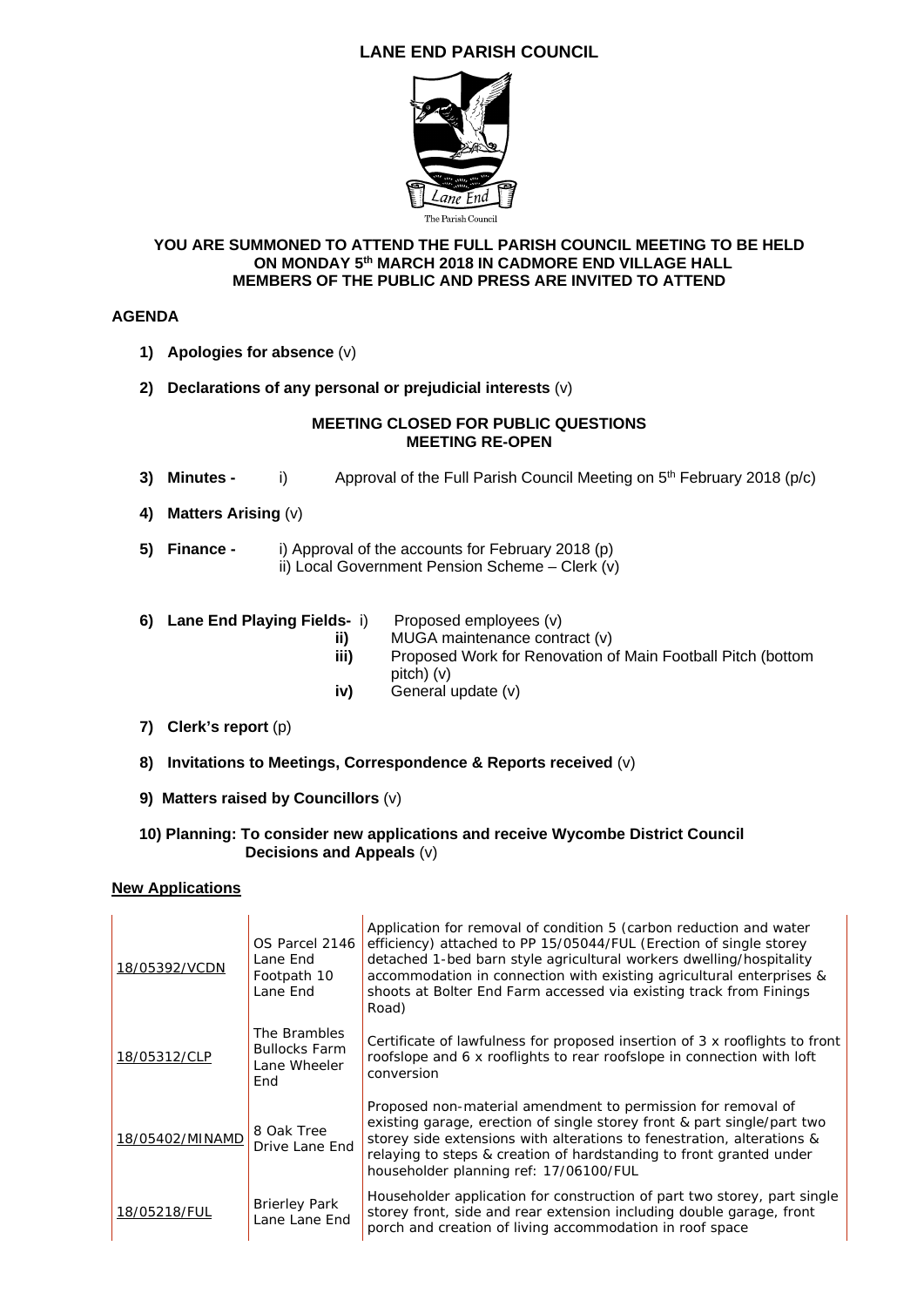# LANE END PARISH COUNCIL

The Parish Council

**YOU ARE SUMMONED TO ATTEND THE FULL PARISH COUNCIL MEETING TO BE HELD ON MONDAY 5th MARCH 2018 IN CADMORE END VILLAGE HALL MEMBERS OF THE PUBLIC AND PRESS ARE INVITED TO ATTEND**

## AGENDA

1) **Apologies for absence** (v)
2) **Declarations of any personal or prejudicial interests** (v)

**MEETING CLOSED FOR PUBLIC QUESTIONS**
**MEETING RE-OPEN**

3) **Minutes -** i) Approval of the Full Parish Council Meeting on 5th February 2018 (p/c)
4) **Matters Arising** (v)
5) **Finance -** i) Approval of the accounts for February 2018 (p)
   ii) Local Government Pension Scheme – Clerk (v)
6) **Lane End Playing Fields-** i) Proposed employees (v)
   **ii)** MUGA maintenance contract (v)
   **iii)** Proposed Work for Renovation of Main Football Pitch (bottom pitch) (v)
   **iv)** General update (v)
7) **Clerk's report** (p)
8) **Invitations to Meetings, Correspondence & Reports received** (v)
9) **Matters raised by Councillors** (v)
10) **Planning: To consider new applications and receive Wycombe District Council Decisions and Appeals** (v)

**New Applications**

| | | |
|---|---|---|
| 18/05392/VCDN | OS Parcel 2146 Lane End Footpath 10 Lane End | Application for removal of condition 5 (carbon reduction and water efficiency) attached to PP 15/05044/FUL (Erection of single storey detached 1-bed barn style agricultural workers dwelling/hospitality accommodation in connection with existing agricultural enterprises & shoots at Bolter End Farm accessed via existing track from Finings Road) |
| 18/05312/CLP | The Brambles Bullocks Farm Lane Wheeler End | Certificate of lawfulness for proposed insertion of 3 x rooflights to front roofslope and 6 x rooflights to rear roofslope in connection with loft conversion |
| 18/05402/MINAMD | 8 Oak Tree Drive Lane End | Proposed non-material amendment to permission for removal of existing garage, erection of single storey front & part single/part two storey side extensions with alterations to fenestration, alterations & relaying to steps & creation of hardstanding to front granted under householder planning ref: 17/06100/FUL |
| 18/05218/FUL | Brierley Park Lane Lane End | Householder application for construction of part two storey, part single storey front, side and rear extension including double garage, front porch and creation of living accommodation in roof space |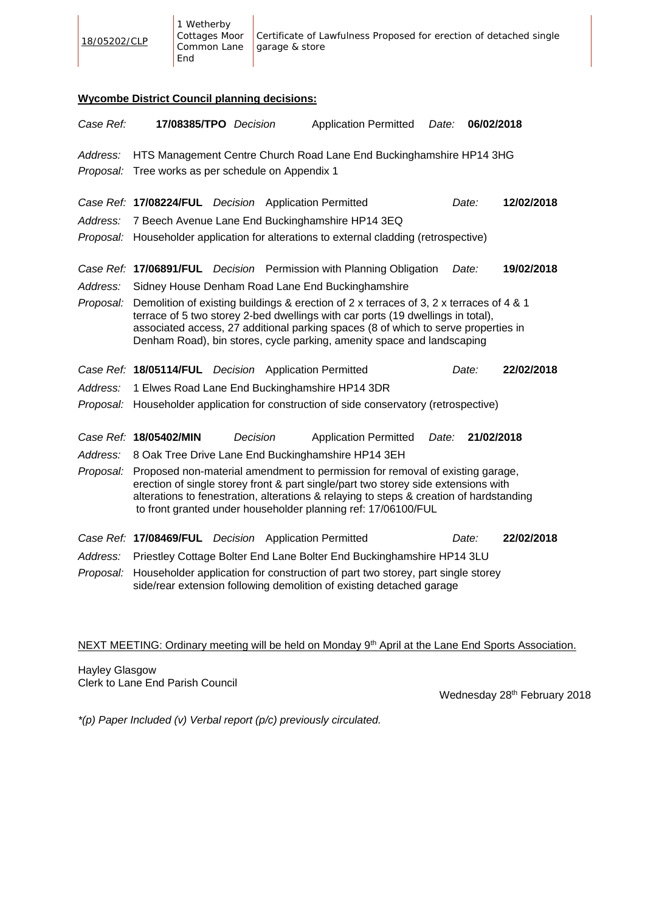| | | |
|---|---|---|
| 18/05202/CLP | 1 Wetherby Cottages Moor Common Lane End | Certificate of Lawfulness Proposed for erection of detached single garage & store |

**Wycombe District Council planning decisions:**

*Case Ref:* **17/08385/TPO** *Decision* Application Permitted *Date:* **06/02/2018**

*Address:* HTS Management Centre Church Road Lane End Buckinghamshire HP14 3HG

*Proposal:* Tree works as per schedule on Appendix 1

*Case Ref:* **17/08224/FUL** *Decision* Application Permitted *Date:* **12/02/2018**

*Address:* 7 Beech Avenue Lane End Buckinghamshire HP14 3EQ

*Proposal:* Householder application for alterations to external cladding (retrospective)

*Case Ref:* **17/06891/FUL** *Decision* Permission with Planning Obligation *Date:* **19/02/2018**

*Address:* Sidney House Denham Road Lane End Buckinghamshire

*Proposal:* Demolition of existing buildings & erection of 2 x terraces of 3, 2 x terraces of 4 & 1 terrace of 5 two storey 2-bed dwellings with car ports (19 dwellings in total), associated access, 27 additional parking spaces (8 of which to serve properties in Denham Road), bin stores, cycle parking, amenity space and landscaping

*Case Ref:* **18/05114/FUL** *Decision* Application Permitted *Date:* **22/02/2018**

*Address:* 1 Elwes Road Lane End Buckinghamshire HP14 3DR

*Proposal:* Householder application for construction of side conservatory (retrospective)

*Case Ref:* **18/05402/MIN** *Decision* Application Permitted *Date:* **21/02/2018**

*Address:* 8 Oak Tree Drive Lane End Buckinghamshire HP14 3EH

*Proposal:* Proposed non-material amendment to permission for removal of existing garage, erection of single storey front & part single/part two storey side extensions with alterations to fenestration, alterations & relaying to steps & creation of hardstanding to front granted under householder planning ref: 17/06100/FUL

*Case Ref:* **17/08469/FUL** *Decision* Application Permitted *Date:* **22/02/2018**

*Address:* Priestley Cottage Bolter End Lane Bolter End Buckinghamshire HP14 3LU

*Proposal:* Householder application for construction of part two storey, part single storey side/rear extension following demolition of existing detached garage

NEXT MEETING: Ordinary meeting will be held on Monday 9th April at the Lane End Sports Association.

Hayley Glasgow
Clerk to Lane End Parish Council

Wednesday 28th February 2018

*\*(p) Paper Included (v) Verbal report (p/c) previously circulated.*